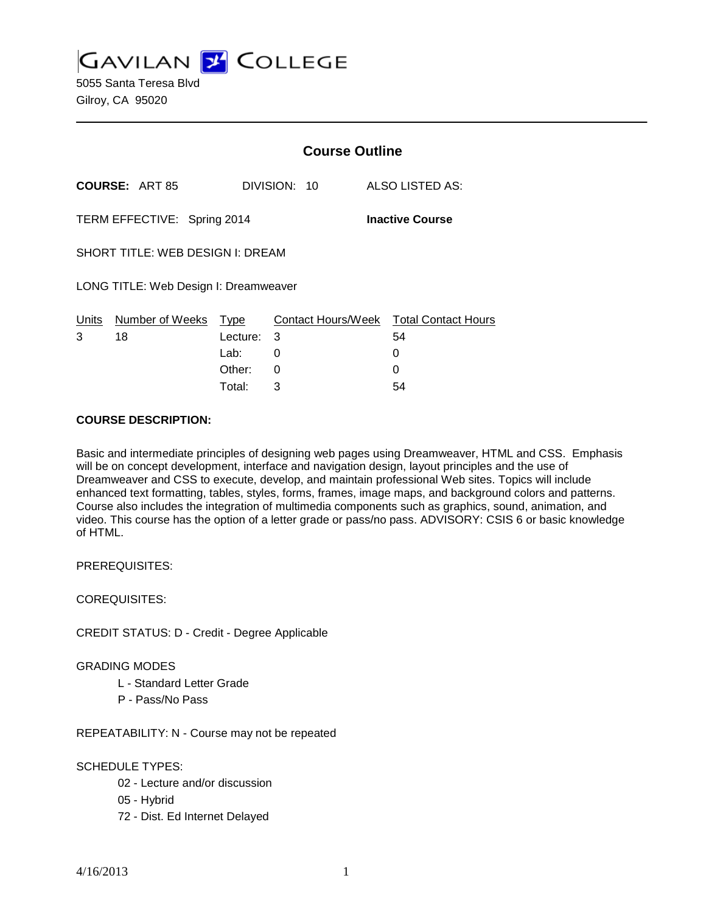# GAVILAN COLLEGE

5055 Santa Teresa Blvd
Gilroy, CA 95020

---

## Course Outline

**COURSE:** ART 85 DIVISION: 10 ALSO LISTED AS:

TERM EFFECTIVE: Spring 2014 **Inactive Course**

SHORT TITLE: WEB DESIGN I: DREAM

LONG TITLE: Web Design I: Dreamweaver

| Units | Number of Weeks | Type | Contact Hours/Week | Total Contact Hours |
|---|---|---|---|---|
| 3 | 18 | Lecture: | 3 | 54 |
| | | Lab: | 0 | 0 |
| | | Other: | 0 | 0 |
| | | Total: | 3 | 54 |

**COURSE DESCRIPTION:**

Basic and intermediate principles of designing web pages using Dreamweaver, HTML and CSS. Emphasis will be on concept development, interface and navigation design, layout principles and the use of Dreamweaver and CSS to execute, develop, and maintain professional Web sites. Topics will include enhanced text formatting, tables, styles, forms, frames, image maps, and background colors and patterns. Course also includes the integration of multimedia components such as graphics, sound, animation, and video. This course has the option of a letter grade or pass/no pass. ADVISORY: CSIS 6 or basic knowledge of HTML.

PREREQUISITES:

COREQUISITES:

CREDIT STATUS: D - Credit - Degree Applicable

GRADING MODES

- L - Standard Letter Grade
- P - Pass/No Pass

REPEATABILITY: N - Course may not be repeated

SCHEDULE TYPES:

- 02 - Lecture and/or discussion
- 05 - Hybrid
- 72 - Dist. Ed Internet Delayed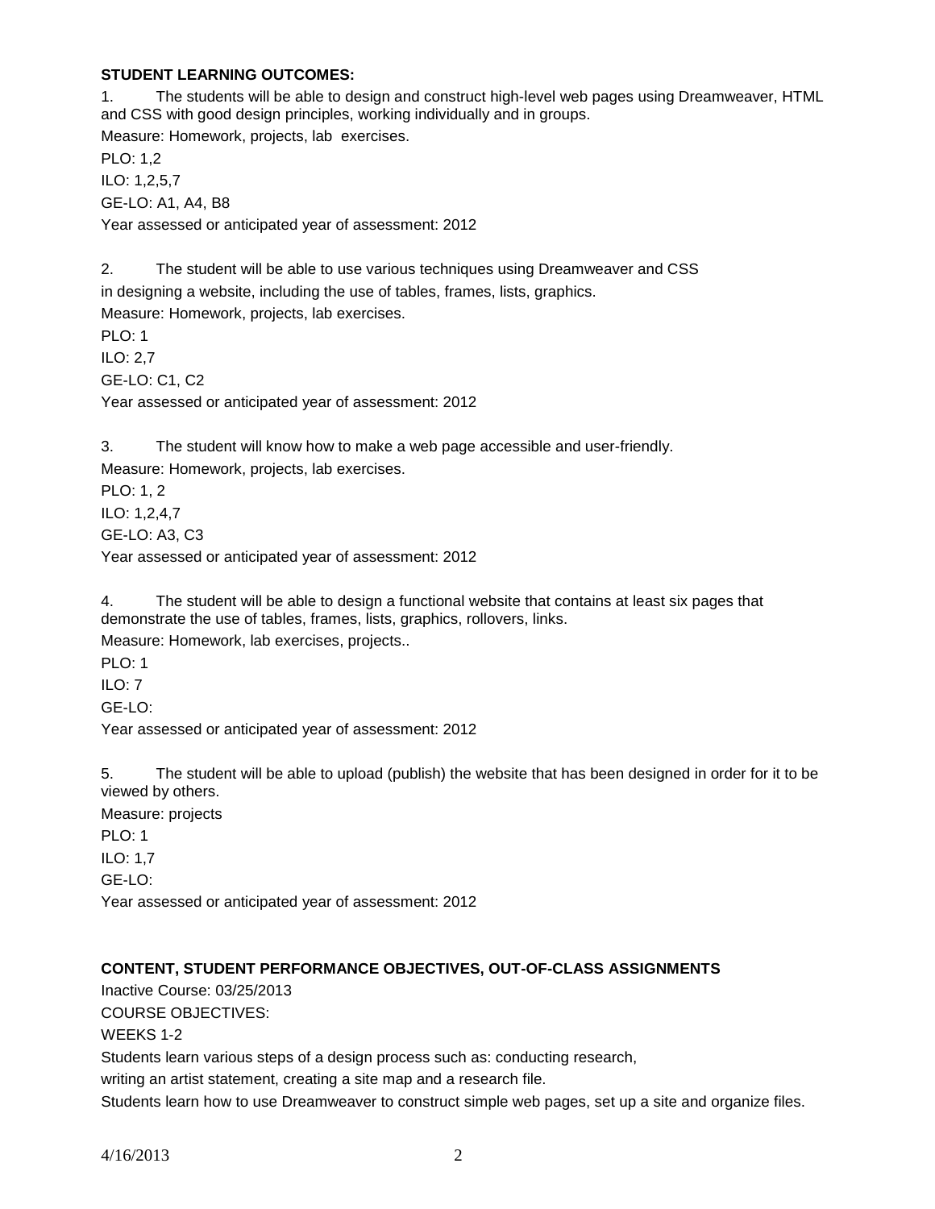**STUDENT LEARNING OUTCOMES:**

1. The students will be able to design and construct high-level web pages using Dreamweaver, HTML and CSS with good design principles, working individually and in groups.

Measure: Homework, projects, lab exercises.

PLO: 1,2

ILO: 1,2,5,7

GE-LO: A1, A4, B8

Year assessed or anticipated year of assessment: 2012

2. The student will be able to use various techniques using Dreamweaver and CSS in designing a website, including the use of tables, frames, lists, graphics.

Measure: Homework, projects, lab exercises.

PLO: 1

ILO: 2,7

GE-LO: C1, C2

Year assessed or anticipated year of assessment: 2012

3. The student will know how to make a web page accessible and user-friendly.

Measure: Homework, projects, lab exercises.

PLO: 1, 2

ILO: 1,2,4,7

GE-LO: A3, C3

Year assessed or anticipated year of assessment: 2012

4. The student will be able to design a functional website that contains at least six pages that demonstrate the use of tables, frames, lists, graphics, rollovers, links.

Measure: Homework, lab exercises, projects..

PLO: 1

ILO: 7

GE-LO:

Year assessed or anticipated year of assessment: 2012

5. The student will be able to upload (publish) the website that has been designed in order for it to be viewed by others.

Measure: projects

PLO: 1

ILO: 1,7

GE-LO:

Year assessed or anticipated year of assessment: 2012

**CONTENT, STUDENT PERFORMANCE OBJECTIVES, OUT-OF-CLASS ASSIGNMENTS**

Inactive Course: 03/25/2013

COURSE OBJECTIVES:

WEEKS 1-2

Students learn various steps of a design process such as: conducting research, writing an artist statement, creating a site map and a research file.

Students learn how to use Dreamweaver to construct simple web pages, set up a site and organize files.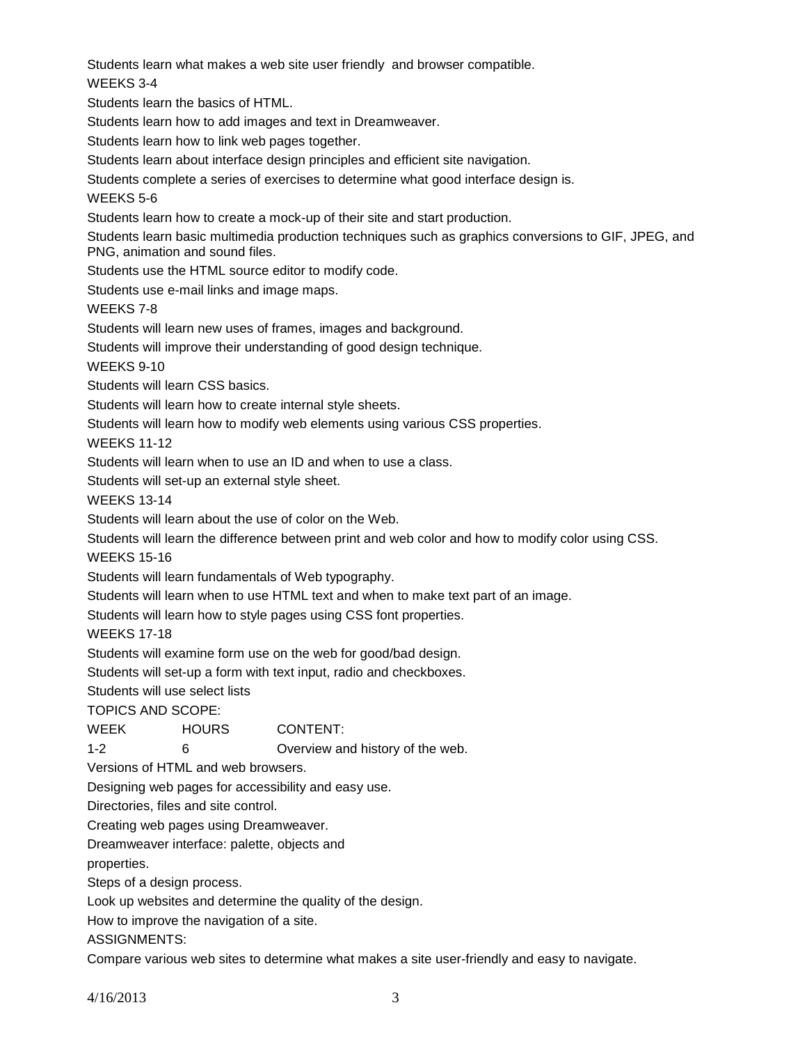Students learn what makes a web site user friendly and browser compatible.

WEEKS 3-4

Students learn the basics of HTML.

Students learn how to add images and text in Dreamweaver.

Students learn how to link web pages together.

Students learn about interface design principles and efficient site navigation.

Students complete a series of exercises to determine what good interface design is.

WEEKS 5-6

Students learn how to create a mock-up of their site and start production.

Students learn basic multimedia production techniques such as graphics conversions to GIF, JPEG, and PNG, animation and sound files.

Students use the HTML source editor to modify code.

Students use e-mail links and image maps.

WEEKS 7-8

Students will learn new uses of frames, images and background.

Students will improve their understanding of good design technique.

WEEKS 9-10

Students will learn CSS basics.

Students will learn how to create internal style sheets.

Students will learn how to modify web elements using various CSS properties.

WEEKS 11-12

Students will learn when to use an ID and when to use a class.

Students will set-up an external style sheet.

WEEKS 13-14

Students will learn about the use of color on the Web.

Students will learn the difference between print and web color and how to modify color using CSS.

WEEKS 15-16

Students will learn fundamentals of Web typography.

Students will learn when to use HTML text and when to make text part of an image.

Students will learn how to style pages using CSS font properties.

WEEKS 17-18

Students will examine form use on the web for good/bad design.

Students will set-up a form with text input, radio and checkboxes.

Students will use select lists

TOPICS AND SCOPE:

| WEEK | HOURS | CONTENT: |
|---|---|---|
| 1-2 | 6 | Overview and history of the web. |

Versions of HTML and web browsers.

Designing web pages for accessibility and easy use.

Directories, files and site control.

Creating web pages using Dreamweaver.

Dreamweaver interface: palette, objects and properties.

Steps of a design process.

Look up websites and determine the quality of the design.

How to improve the navigation of a site.

ASSIGNMENTS:

Compare various web sites to determine what makes a site user-friendly and easy to navigate.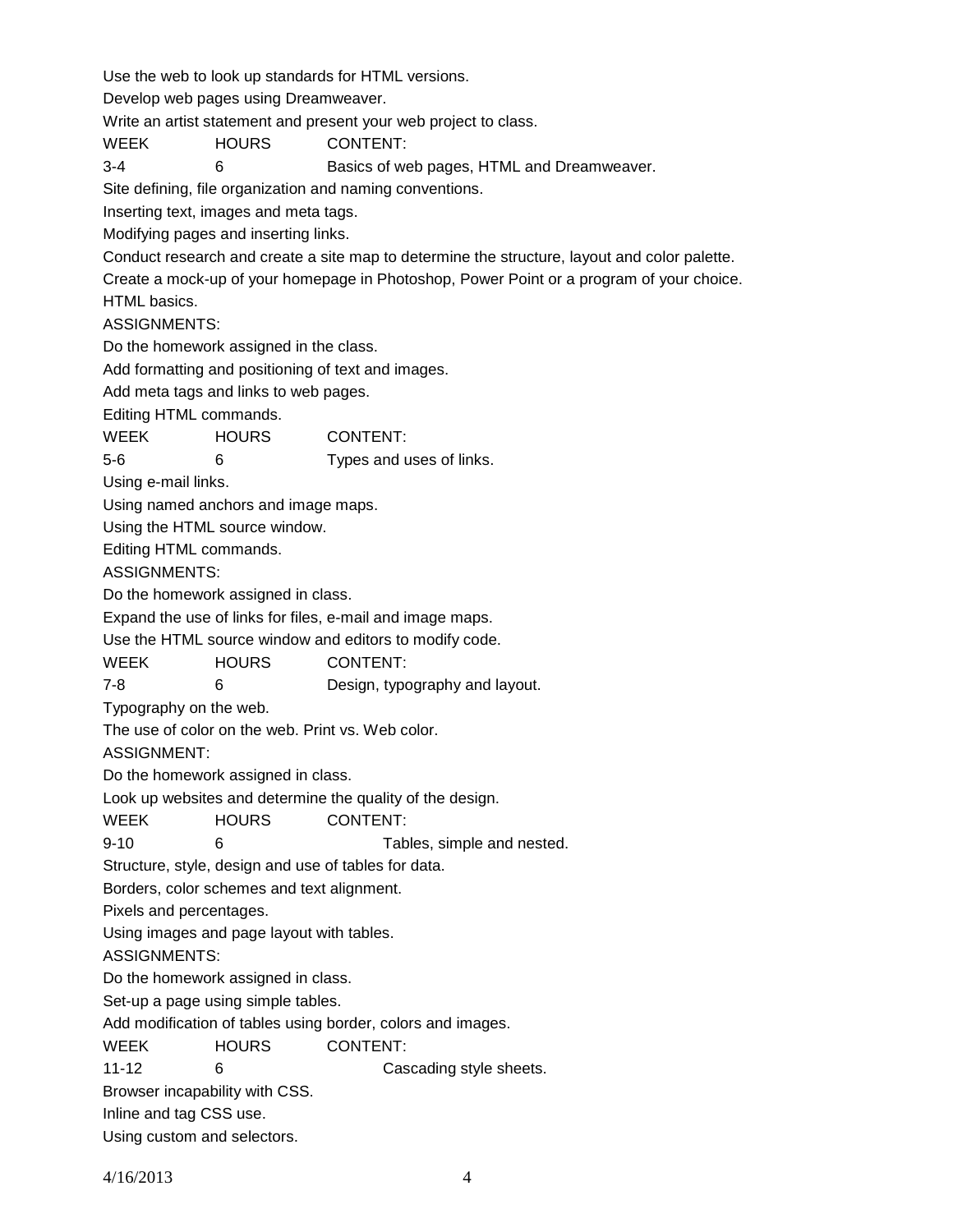Use the web to look up standards for HTML versions.

Develop web pages using Dreamweaver.

Write an artist statement and present your web project to class.

| WEEK | HOURS | CONTENT: |
|---|---|---|
| 3-4 | 6 | Basics of web pages, HTML and Dreamweaver. |

Site defining, file organization and naming conventions.

Inserting text, images and meta tags.

Modifying pages and inserting links.

Conduct research and create a site map to determine the structure, layout and color palette.

Create a mock-up of your homepage in Photoshop, Power Point or a program of your choice.

HTML basics.

ASSIGNMENTS:

Do the homework assigned in the class.

Add formatting and positioning of text and images.

Add meta tags and links to web pages.

Editing HTML commands.

| WEEK | HOURS | CONTENT: |
|---|---|---|
| 5-6 | 6 | Types and uses of links. |

Using e-mail links.

Using named anchors and image maps.

Using the HTML source window.

Editing HTML commands.

ASSIGNMENTS:

Do the homework assigned in class.

Expand the use of links for files, e-mail and image maps.

Use the HTML source window and editors to modify code.

| WEEK | HOURS | CONTENT: |
|---|---|---|
| 7-8 | 6 | Design, typography and layout. |

Typography on the web.

The use of color on the web. Print vs. Web color.

ASSIGNMENT:

Do the homework assigned in class.

Look up websites and determine the quality of the design.

| WEEK | HOURS | CONTENT: |
|---|---|---|
| 9-10 | 6 | Tables, simple and nested. |

Structure, style, design and use of tables for data.

Borders, color schemes and text alignment.

Pixels and percentages.

Using images and page layout with tables.

ASSIGNMENTS:

Do the homework assigned in class.

Set-up a page using simple tables.

Add modification of tables using border, colors and images.

| WEEK | HOURS | CONTENT: |
|---|---|---|
| 11-12 | 6 | Cascading style sheets. |

Browser incapability with CSS.

Inline and tag CSS use.

Using custom and selectors.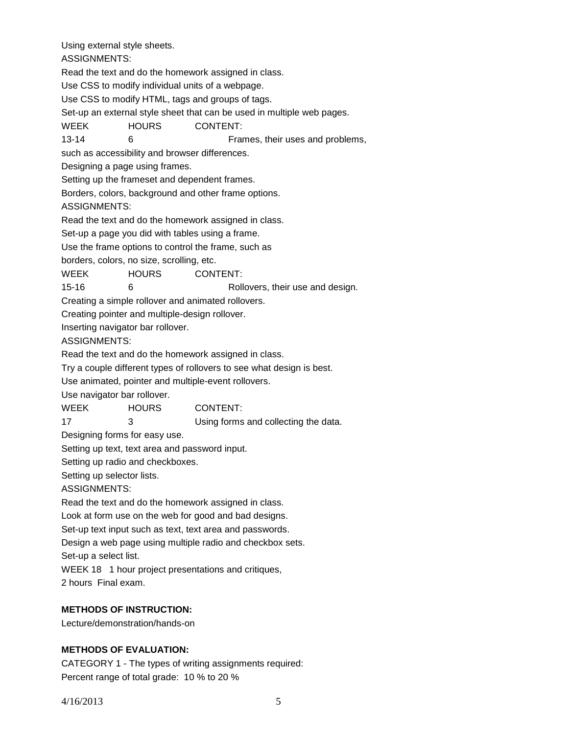Using external style sheets.

ASSIGNMENTS:

Read the text and do the homework assigned in class.

Use CSS to modify individual units of a webpage.

Use CSS to modify HTML, tags and groups of tags.

Set-up an external style sheet that can be used in multiple web pages.

| WEEK | HOURS | CONTENT: |
| --- | --- | --- |
| 13-14 | 6 | Frames, their uses and problems, |

such as accessibility and browser differences.

Designing a page using frames.

Setting up the frameset and dependent frames.

Borders, colors, background and other frame options.

ASSIGNMENTS:

Read the text and do the homework assigned in class.

Set-up a page you did with tables using a frame.

Use the frame options to control the frame, such as

borders, colors, no size, scrolling, etc.

| WEEK | HOURS | CONTENT: |
| --- | --- | --- |
| 15-16 | 6 | Rollovers, their use and design. |

Creating a simple rollover and animated rollovers.

Creating pointer and multiple-design rollover.

Inserting navigator bar rollover.

ASSIGNMENTS:

Read the text and do the homework assigned in class.

Try a couple different types of rollovers to see what design is best.

Use animated, pointer and multiple-event rollovers.

Use navigator bar rollover.

| WEEK | HOURS | CONTENT: |
| --- | --- | --- |
| 17 | 3 | Using forms and collecting the data. |

Designing forms for easy use.

Setting up text, text area and password input.

Setting up radio and checkboxes.

Setting up selector lists.

ASSIGNMENTS:

Read the text and do the homework assigned in class.

Look at form use on the web for good and bad designs.

Set-up text input such as text, text area and passwords.

Design a web page using multiple radio and checkbox sets.

Set-up a select list.

WEEK 18 1 hour project presentations and critiques,

2 hours Final exam.

**METHODS OF INSTRUCTION:**

Lecture/demonstration/hands-on

**METHODS OF EVALUATION:**

CATEGORY 1 - The types of writing assignments required:

Percent range of total grade: 10 % to 20 %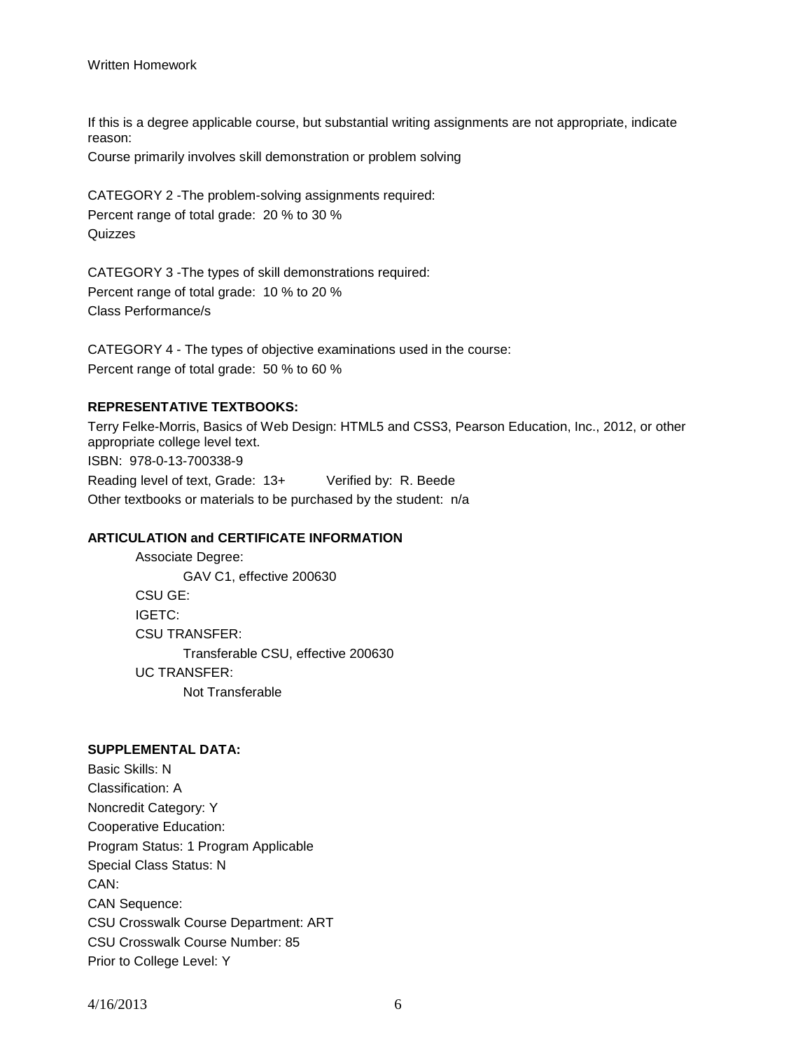Written Homework

If this is a degree applicable course, but substantial writing assignments are not appropriate, indicate reason:
Course primarily involves skill demonstration or problem solving

CATEGORY 2 -The problem-solving assignments required:
Percent range of total grade: 20 % to 30 %
Quizzes

CATEGORY 3 -The types of skill demonstrations required:
Percent range of total grade: 10 % to 20 %
Class Performance/s

CATEGORY 4 - The types of objective examinations used in the course:
Percent range of total grade: 50 % to 60 %

**REPRESENTATIVE TEXTBOOKS:**

Terry Felke-Morris, Basics of Web Design: HTML5 and CSS3, Pearson Education, Inc., 2012, or other appropriate college level text.
ISBN: 978-0-13-700338-9
Reading level of text, Grade: 13+ Verified by: R. Beede
Other textbooks or materials to be purchased by the student: n/a

**ARTICULATION and CERTIFICATE INFORMATION**

Associate Degree:
GAV C1, effective 200630
CSU GE:
IGETC:
CSU TRANSFER:
Transferable CSU, effective 200630
UC TRANSFER:
Not Transferable

**SUPPLEMENTAL DATA:**

Basic Skills: N
Classification: A
Noncredit Category: Y
Cooperative Education:
Program Status: 1 Program Applicable
Special Class Status: N
CAN:
CAN Sequence:
CSU Crosswalk Course Department: ART
CSU Crosswalk Course Number: 85
Prior to College Level: Y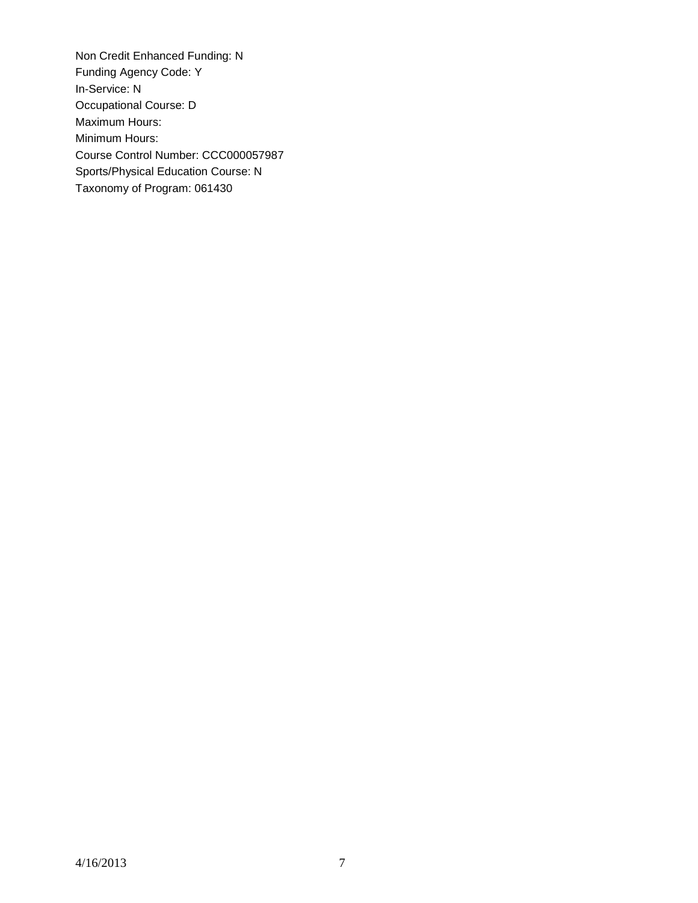Non Credit Enhanced Funding: N
Funding Agency Code: Y
In-Service: N
Occupational Course: D
Maximum Hours:
Minimum Hours:
Course Control Number: CCC000057987
Sports/Physical Education Course: N
Taxonomy of Program: 061430